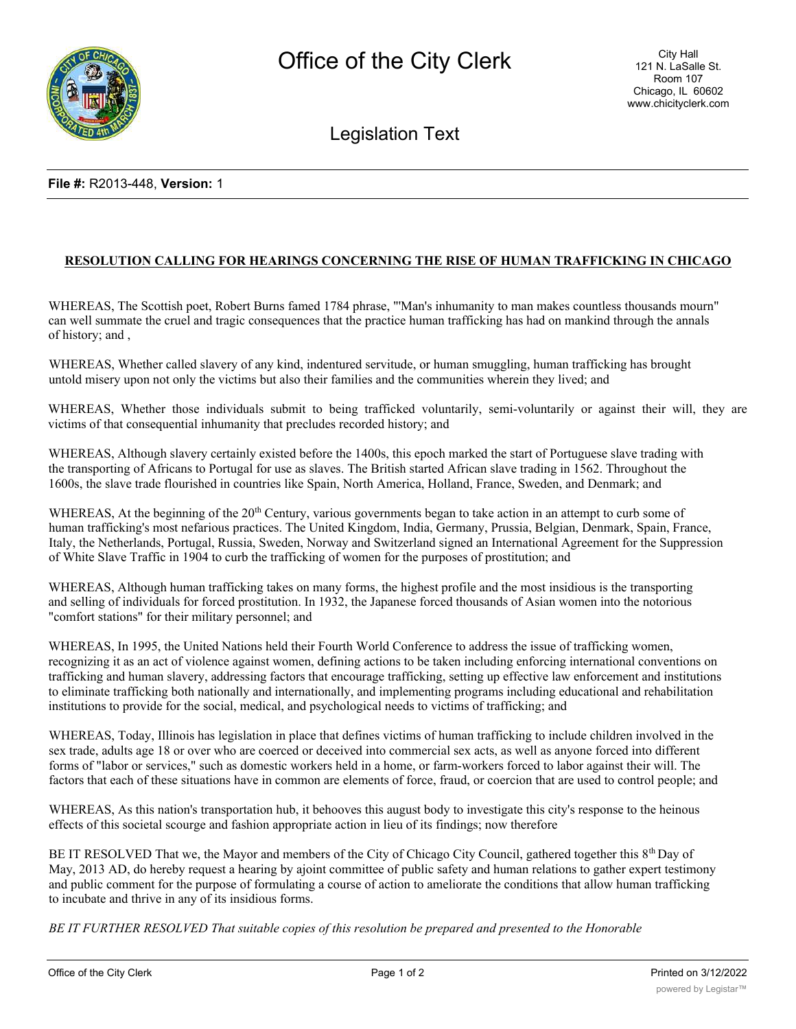**File #:** R2013-448, **Version:** 1

**RESOLUTION CALLING FOR HEARINGS CONCERNING THE RISE OF HUMAN TRAFFICKING IN CHICAGO**

WHEREAS, The Scottish poet, Robert Burns famed 1784 phrase, "'Man's inhumanity to man makes countless thousands mourn" can well summate the cruel and tragic consequences that the practice human trafficking has had on mankind through the annals of history; and ,

WHEREAS, Whether called slavery of any kind, indentured servitude, or human smuggling, human trafficking has brought untold misery upon not only the victims but also their families and the communities wherein they lived; and

WHEREAS, Whether those individuals submit to being trafficked voluntarily, semi-voluntarily or against their will, they are victims of that consequential inhumanity that precludes recorded history; and

WHEREAS, Although slavery certainly existed before the 1400s, this epoch marked the start of Portuguese slave trading with the transporting of Africans to Portugal for use as slaves. The British started African slave trading in 1562. Throughout the 1600s, the slave trade flourished in countries like Spain, North America, Holland, France, Sweden, and Denmark; and

WHEREAS, At the beginning of the 20th Century, various governments began to take action in an attempt to curb some of human trafficking's most nefarious practices. The United Kingdom, India, Germany, Prussia, Belgian, Denmark, Spain, France, Italy, the Netherlands, Portugal, Russia, Sweden, Norway and Switzerland signed an International Agreement for the Suppression of White Slave Traffic in 1904 to curb the trafficking of women for the purposes of prostitution; and

WHEREAS, Although human trafficking takes on many forms, the highest profile and the most insidious is the transporting and selling of individuals for forced prostitution. In 1932, the Japanese forced thousands of Asian women into the notorious "comfort stations" for their military personnel; and

WHEREAS, In 1995, the United Nations held their Fourth World Conference to address the issue of trafficking women, recognizing it as an act of violence against women, defining actions to be taken including enforcing international conventions on trafficking and human slavery, addressing factors that encourage trafficking, setting up effective law enforcement and institutions to eliminate trafficking both nationally and internationally, and implementing programs including educational and rehabilitation institutions to provide for the social, medical, and psychological needs to victims of trafficking; and

WHEREAS, Today, Illinois has legislation in place that defines victims of human trafficking to include children involved in the sex trade, adults age 18 or over who are coerced or deceived into commercial sex acts, as well as anyone forced into different forms of "labor or services," such as domestic workers held in a home, or farm-workers forced to labor against their will. The factors that each of these situations have in common are elements of force, fraud, or coercion that are used to control people; and

WHEREAS, As this nation's transportation hub, it behooves this august body to investigate this city's response to the heinous effects of this societal scourge and fashion appropriate action in lieu of its findings; now therefore

BE IT RESOLVED That we, the Mayor and members of the City of Chicago City Council, gathered together this 8th Day of May, 2013 AD, do hereby request a hearing by ajoint committee of public safety and human relations to gather expert testimony and public comment for the purpose of formulating a course of action to ameliorate the conditions that allow human trafficking to incubate and thrive in any of its insidious forms.

*BE IT FURTHER RESOLVED That suitable copies of this resolution be prepared and presented to the Honorable*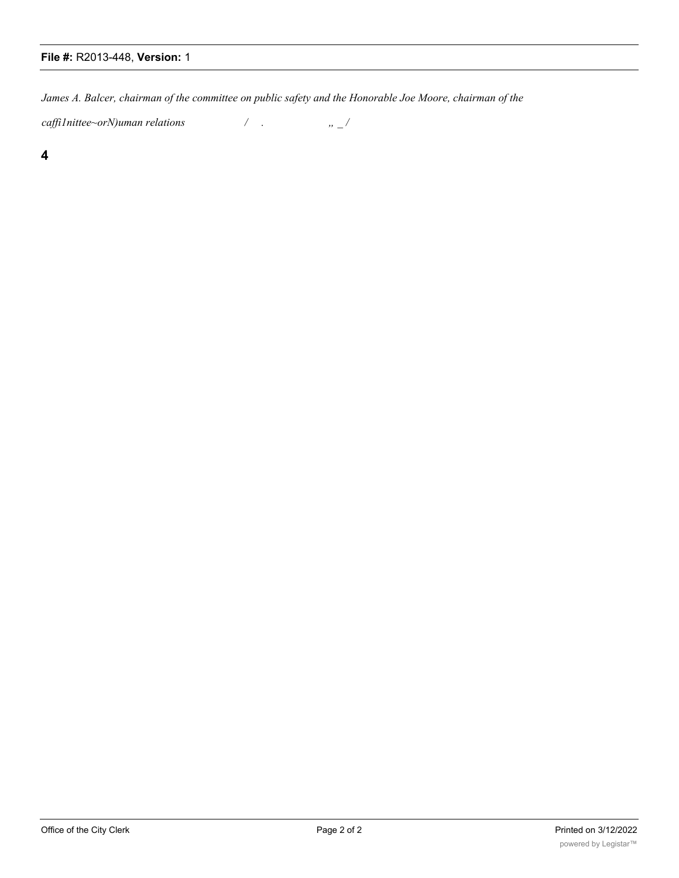*James A. Balcer, chairman of the committee on public safety and the Honorable Joe Moore, chairman of the*

*caffi1nittee~orN)uman relations / . ,, _/*

**4**